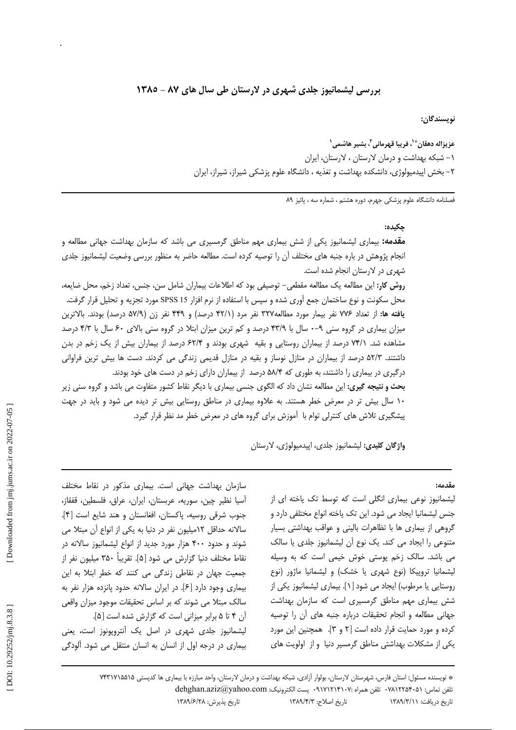# بررسی لیشمانیوز جلدی شهری در لارستان طی سال های ۸۷ - ۱۳۸۵

**نویسندگان:**

**عزیزاله دهقان*[1]، فریبا قهرمانی[2]، بشیر هاشمی[1]**

۱- شبکه بهداشت و درمان لارستان ، لارستان، ایران

۲- بخش اپیدمیولوژی، دانشکده بهداشت و تغذیه ، دانشگاه علوم پزشکی شیراز، شیراز، ایران

فصلنامه دانشگاه علوم پزشکی جهرم، دوره هشتم ، شماره سه ، پائیز ۸۹

## چکیده:

**مقدمه:** بیماری لیشمانیوز یکی از شش بیماری مهم مناطق گرمسیری می باشد که سازمان بهداشت جهانی مطالعه و انجام پژوهش در باره جنبه های مختلف آن را توصیه کرده است. مطالعه حاضر به منظور بررسی وضعیت لیشمانیوز جلدی شهری در لارستان انجام شده است.

**روش کار:** این مطالعه یک مطالعه مقطعی- توصیفی بود که اطلاعات بیماران شامل سن، جنس، تعداد زخم، محل ضایعه، محل سکونت و نوع ساختمان جمع آوری شده و سپس با استفاده از نرم افزار SPSS 15 مورد تجزیه و تحلیل قرار گرفت.

**یافته ها:** از تعداد ۷۷۶ نفر بیمار مورد مطالعه۳۲۷ نفر مرد (۴۲/۱ درصد) و ۴۴۹ نفر زن (۵۷/۹ درصد) بودند. بالاترین میزان بیماری در گروه سنی ۹-۰ سال با ۴۳/۹ درصد و کم ترین میزان ابتلا در گروه سنی بالای ۶۰ سال با ۴/۳ درصد مشاهده شد. ۷۴/۱ درصد از بیماران روستایی و بقیه شهری بودند و ۶۲/۴ درصد از بیماران بیش از یک زخم در بدن داشتند. ۵۲/۳ درصد از بیماران در منازل نوساز و بقیه در منازل قدیمی زندگی می کردند. دست ها بیش ترین فراوانی درگیری در بیماری را داشتند، به طوری که ۵۸/۴ درصد از بیماران دارای زخم در دست های خود بودند.

**بحث و نتیجه گیری:** این مطالعه نشان داد که الگوی جنسی بیماری با دیگر نقاط کشور متفاوت می باشد و گروه سنی زیر ۱۰ سال بیش تر در معرض خطر هستند. به علاوه بیماری در مناطق روستایی بیش تر دیده می شود و باید در جهت پیشگیری تلاش های کنترلی توام با آموزش برای گروه های در معرض خطر مد نظر قرار گیرد.

**واژگان کلیدی:** لیشمانیوز جلدی، اپیدمیولوژی، لارستان

## مقدمه:

لیشمانیوز نوعی بیماری انگلی است که توسط تک یاخته ای از جنس لیشمانیا ایجاد می شود. این تک یاخته انواع مختلفی دارد و گروهی از بیماری ها با تظاهرات بالینی و عواقب بهداشتی بسیار متنوعی را ایجاد می کند. یک نوع آن لیشمانیوز جلدی یا سالک می باشد. سالک زخم پوستی خوش خیمی است که به وسیله لیشمانیا تروپیکا (نوع شهری یا خشک) و لیشمانیا ماژور (نوع روستایی یا مرطوب) ایجاد می شود [۱]. بیماری لیشمانیوز یکی از شش بیماری مهم مناطق گرمسیری است که سازمان بهداشت جهانی مطالعه و انجام تحقیقات درباره جنبه های آن را توصیه کرده و مورد حمایت قرار داده است [۲ و ۳]. همچنین این مورد یکی از مشکلات بهداشتی مناطق گرمسیر دنیا و از اولویت های سازمان بهداشت جهانی است. بیماری مذکور در نقاط مختلف آسیا نظیر چین، سوریه، عربستان، ایران، عراق، فلسطین، قفقاز، جنوب شرقی روسیه، پاکستان، افغانستان و هند شایع است [۴]. سالانه حداقل ۱۲میلیون نفر در دنیا به یکی از انواع آن مبتلا می شوند و حدود ۴۰۰ هزار مورد جدید از انواع لیشمانیوز سالانه در نقاط مختلف دنیا گزارش می شود [۵]. تقریباً ۳۵۰ میلیون نفر از جمعیت جهان در نقاطی زندگی می کنند که خطر ابتلا به این بیماری وجود دارد [۶]. در ایران سالانه حدود پانزده هزار نفر به سالک مبتلا می شوند که بر اساس تحقیقات موجود میزان واقعی آن ۴ تا ۵ برابر میزانی است که گزارش شده است [۵].

لیشمانیوز جلدی شهری در اصل یک آنتروپونوز است، یعنی بیماری در درجه اول از انسان به انسان منتقل می شود. آلودگی

---

* نویسنده مسئول: استان فارس، شهرستان لارستان، بولوار آزادی، شبکه بهداشت و درمان لارستان، واحد مبارزه با بیماری ها کدپستی ۷۴۳۱۷۱۵۵۱۵

تلفن تماس: ۰۷۸۱۲۲۵۴۰۵۱ تلفن همراه :۰۹۱۷۱۲۱۴۱۰۷ پست الکترونیک: dehghan.aziz@yahoo.com

تاریخ دریافت: ۱۳۸۹/۳/۱۱ تاریخ اصلاح: ۱۳۸۹/۴/۳ تاریخ پذیرش: ۱۳۸۹/۶/۲۸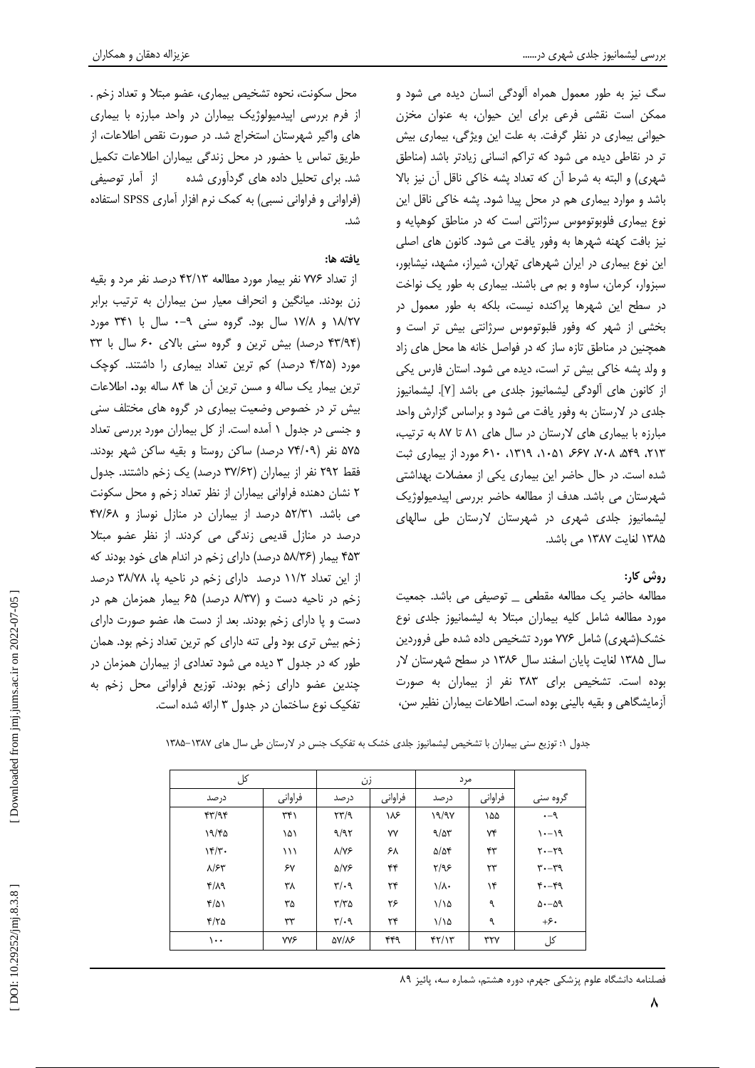سگ نیز به طور معمول همراه آلودگی انسان دیده می شود و ممکن است نقشی فرعی برای این حیوان، به عنوان مخزن حیوانی بیماری در نظر گرفت. به علت این ویژگی، بیماری بیش تر در نقاطی دیده می شود که تراکم انسانی زیادتر باشد (مناطق شهری) و البته به شرط آن که تعداد پشه خاکی ناقل آن نیز بالا باشد و موارد بیماری هم در محل پیدا شود. پشه خاکی ناقل این نوع بیماری فلوبوتوموس سرژانتی است که در مناطق کوهپایه و نیز بافت کهنه شهرها به وفور یافت می شود. کانون های اصلی این نوع بیماری در ایران شهرهای تهران، شیراز، مشهد، نیشابور، سبزوار، کرمان، ساوه و بم می باشند. بیماری به طور یک نواخت در سطح این شهرها پراکنده نیست، بلکه به طور معمول در بخشی از شهر که وفور فلبوتوموس سرژانتی بیش تر است و همچنین در مناطق تازه ساز که در فواصل خانه ها محل های زاد و ولد پشه خاکی بیش تر است، دیده می شود. استان فارس یکی از کانون های آلودگی لیشمانیوز جلدی می باشد [7]. لیشمانیوز جلدی در لارستان به وفور یافت می شود و براساس گزارش واحد مبارزه با بیماری های لارستان در سال های ۸۱ تا ۸۷ به ترتیب، ۲۱۳، ۵۴۹، ۷۰۸، ۶۶۷، ۱۰۵۱، ۱۳۱۹، ۶۱۰ مورد از بیماری ثبت شده است. در حال حاضر این بیماری یکی از معضلات بهداشتی شهرستان می باشد. هدف از مطالعه حاضر بررسی اپیدمیولوژیک لیشمانیوز جلدی شهری در شهرستان لارستان طی سالهای ۱۳۸۵ لغایت ۱۳۸۷ می باشد.

## روش کار:

مطالعه حاضر یک مطالعه مقطعی ـ توصیفی می باشد. جمعیت مورد مطالعه شامل کلیه بیماران مبتلا به لیشمانیوز جلدی نوع خشک(شهری) شامل ۷۷۶ مورد تشخیص داده شده طی فروردین سال ۱۳۸۵ لغایت پایان اسفند سال ۱۳۸۶ در سطح شهرستان لار بوده است. تشخیص برای ۳۸۳ نفر از بیماران به صورت آزمایشگاهی و بقیه بالینی بوده است. اطلاعات بیماران نظیر سن، محل سکونت، نحوه تشخیص بیماری، عضو مبتلا و تعداد زخم. از فرم بررسی اپیدمیولوژیک بیماران در واحد مبارزه با بیماری های واگیر شهرستان استخراج شد. در صورت نقص اطلاعات، از طریق تماس یا حضور در محل زندگی بیماران اطلاعات تکمیل شد. برای تحلیل داده های گردآوری شده از آمار توصیفی (فراوانی و فراوانی نسبی) به کمک نرم افزار آماری SPSS استفاده شد.

## یافته ها:

از تعداد ۷۷۶ نفر بیمار مورد مطالعه ۴۲/۱۳ درصد نفر مرد و بقیه زن بودند. میانگین و انحراف معیار سن بیماران به ترتیب برابر ۱۸/۲۷ و ۱۷/۸ سال بود. گروه سنی ۹-۰ سال با ۳۴۱ مورد (۴۳/۹۴ درصد) بیش ترین و گروه سنی بالای ۶۰ سال با ۳۳ مورد (۴/۲۵ درصد) کم ترین تعداد بیماری را داشتند. کوچک ترین بیمار یک ساله و مسن ترین آن ها ۸۴ ساله بود. اطلاعات بیش تر در خصوص وضعیت بیماری در گروه های مختلف سنی و جنسی در جدول ۱ آمده است. از کل بیماران مورد بررسی تعداد ۵۷۵ نفر (۷۴/۰۹ درصد) ساکن روستا و بقیه ساکن شهر بودند. فقط ۲۹۲ نفر از بیماران (۳۷/۶۲ درصد) یک زخم داشتند. جدول ۲ نشان دهنده فراوانی بیماران از نظر تعداد زخم و محل سکونت می باشد. ۵۲/۳۱ درصد از بیماران در منازل نوساز و ۴۷/۶۸ درصد در منازل قدیمی زندگی می کردند. از نظر عضو مبتلا ۴۵۳ بیمار (۵۸/۳۶ درصد) دارای زخم در اندام های خود بودند که از این تعداد ۱۱/۲ درصد دارای زخم در ناحیه پا، ۳۸/۷۸ درصد زخم در ناحیه دست و (۸/۳۷ درصد) ۶۵ بیمار همزمان هم در دست و پا دارای زخم بودند. بعد از دست ها، عضو صورت دارای زخم بیش تری بود ولی تنه دارای کم ترین تعداد زخم بود. همان طور که در جدول ۳ دیده می شود تعدادی از بیماران همزمان در چندین عضو دارای زخم بودند. توزیع فراوانی محل زخم به تفکیک نوع ساختمان در جدول ۳ ارائه شده است.

جدول ۱: توزیع سنی بیماران با تشخیص لیشمانیوز جلدی خشک به تفکیک جنس در لارستان طی سال های ۱۳۸۷-۱۳۸۵

| گروه سنی | مرد | | زن | | کل | |
|---|---|---|---|---|---|---|
| | فراوانی | درصد | فراوانی | درصد | فراوانی | درصد |
| ۹-۰ | ۱۵۵ | ۱۹/۹۷ | ۱۸۶ | ۲۳/۹ | ۳۴۱ | ۴۳/۹۴ |
| ۱۹-۱۰ | ۷۴ | ۹/۵۳ | ۷۷ | ۹/۹۲ | ۱۵۱ | ۱۹/۴۵ |
| ۲۹-۲۰ | ۴۳ | ۵/۵۴ | ۶۸ | ۸/۷۶ | ۱۱۱ | ۱۴/۳۰ |
| ۳۹-۳۰ | ۲۳ | ۲/۹۶ | ۴۴ | ۵/۷۶ | ۶۷ | ۸/۶۳ |
| ۴۹-۴۰ | ۱۴ | ۱/۸۰ | ۲۴ | ۳/۰۹ | ۳۸ | ۴/۸۹ |
| ۵۹-۵۰ | ۹ | ۱/۱۵ | ۲۶ | ۳/۳۵ | ۳۵ | ۴/۵۱ |
| +۶۰ | ۹ | ۱/۱۵ | ۲۴ | ۳/۰۹ | ۳۳ | ۴/۲۵ |
| کل | ۳۲۷ | ۴۲/۱۳ | ۴۴۹ | ۵۷/۸۶ | ۷۷۶ | ۱۰۰ |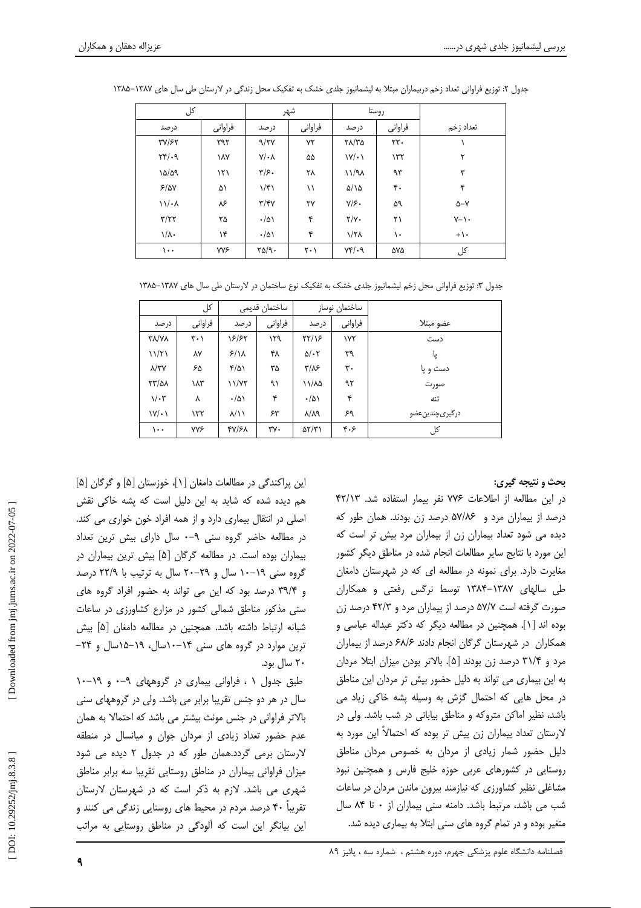جدول ۲: توزیع فراوانی تعداد زخم دربیماران مبتلا به لیشمانیوز جلدی خشک به تفکیک محل زندگی در لارستان طی سال های ۱۳۸۷-۱۳۸۵

| تعداد زخم | روستا | | شهر | | کل | |
|---|---|---|---|---|---|---|
| | فراوانی | درصد | فراوانی | درصد | فراوانی | درصد |
| ۱ | ۲۲۰ | ۲۸/۳۵ | ۷۲ | ۹/۲۷ | ۲۹۲ | ۳۷/۶۲ |
| ۲ | ۱۳۲ | ۱۷/۰۱ | ۵۵ | ۷/۰۸ | ۱۸۷ | ۲۴/۰۹ |
| ۳ | ۹۳ | ۱۱/۹۸ | ۲۸ | ۳/۶۰ | ۱۲۱ | ۱۵/۵۹ |
| ۴ | ۴۰ | ۵/۱۵ | ۱۱ | ۱/۴۱ | ۵۱ | ۶/۵۷ |
| ۵-۷ | ۵۹ | ۷/۶۰ | ۲۷ | ۳/۴۷ | ۸۶ | ۱۱/۰۸ |
| ۷-۱۰ | ۲۱ | ۲/۷۰ | ۴ | ۰/۵۱ | ۲۵ | ۳/۲۲ |
| +۱۰ | ۱۰ | ۱/۲۸ | ۴ | ۰/۵۱ | ۱۴ | ۱/۸۰ |
| کل | ۵۷۵ | ۷۴/۰۹ | ۲۰۱ | ۲۵/۹۰ | ۷۷۶ | ۱۰۰ |

جدول ۳: توزیع فراوانی محل زخم لیشمانیوز جلدی خشک به تفکیک نوع ساختمان در لارستان طی سال های ۱۳۸۷-۱۳۸۵

| عضو مبتلا | ساختمان نوساز | | ساختمان قدیمی | | کل | |
|---|---|---|---|---|---|---|
| | فراوانی | درصد | فراوانی | درصد | فراوانی | درصد |
| دست | ۱۷۲ | ۲۲/۱۶ | ۱۲۹ | ۱۶/۶۲ | ۳۰۱ | ۳۸/۷۸ |
| پا | ۳۹ | ۵/۰۲ | ۴۸ | ۶/۱۸ | ۸۷ | ۱۱/۲۱ |
| دست و پا | ۳۰ | ۳/۸۶ | ۳۵ | ۴/۵۱ | ۶۵ | ۸/۳۷ |
| صورت | ۹۲ | ۱۱/۸۵ | ۹۱ | ۱۱/۷۲ | ۱۸۳ | ۲۳/۵۸ |
| تنه | ۴ | ۰/۵۱ | ۴ | ۰/۵۱ | ۸ | ۱/۰۳ |
| درگیری‌چندین‌عضو | ۶۹ | ۸/۸۹ | ۶۳ | ۸/۱۱ | ۱۳۲ | ۱۷/۰۱ |
| کل | ۴۰۶ | ۵۲/۳۱ | ۳۷۰ | ۴۷/۶۸ | ۷۷۶ | ۱۰۰ |

**بحث و نتیجه گیری:**

در این مطالعه از اطلاعات ۷۷۶ نفر بیمار استفاده شد. ۴۲/۱۳ درصد از بیماران مرد و ۵۷/۸۶ درصد زن بودند. همان طور که دیده می شود تعداد بیماران زن از بیماران مرد بیش تر است که این مورد با نتایج سایر مطالعات انجام شده در مناطق دیگر کشور مغایرت دارد. برای نمونه در مطالعه ای که در شهرستان دامغان طی سالهای ۱۳۸۷-۱۳۸۴ توسط نرگس رفعتی و همکاران صورت گرفته است ۵۷/۷ درصد از بیماران مرد و ۴۲/۳ درصد زن بوده اند [۱]. همچنین در مطالعه دیگر که دکتر عبداله عباسی و همکاران در شهرستان گرگان انجام دادند ۶۸/۶ درصد از بیماران مرد و ۳۱/۴ درصد زن بودند [۵]. بالاتر بودن میزان ابتلا مردان به این بیماری می تواند به دلیل حضور بیش تر مردان این مناطق در محل هایی که احتمال گزش به وسیله پشه خاکی زیاد می باشد، نظیر اماکن متروکه و مناطق بیابانی در شب باشد. ولی در لارستان تعداد بیماران زن بیش تر بوده که احتمالاً این مورد به دلیل حضور شمار زیادی از مردان به خصوص مردان مناطق روستایی در کشورهای عربی حوزه خلیج فارس و همچنین نبود مشاغلی نظیر کشاورزی که نیازمند بیرون ماندن مردان در ساعات شب می باشد، مرتبط باشد. دامنه سنی بیماران از ۰ تا ۸۴ سال متغیر بوده و در تمام گروه های سنی ابتلا به بیماری دیده شد.

این پراکندگی در مطالعات دامغان [۱]، خوزستان [۵] و گرگان [۵] هم دیده شده که شاید به این دلیل است که پشه خاکی نقش اصلی در انتقال بیماری دارد و از همه افراد خون خواری می کند. در مطالعه حاضر گروه سنی ۹-۰ سال دارای بیش ترین تعداد بیماران بوده است. در مطالعه گرگان [۵] بیش ترین بیماران در گروه سنی ۱۹-۱۰ سال و ۲۹-۲۰ سال به ترتیب با ۲۲/۹ درصد و ۳۹/۴ درصد بود که این می تواند به حضور افراد گروه های سنی مذکور مناطق شمالی کشور در مزارع کشاورزی در ساعات شبانه ارتباط داشته باشد. همچنین در مطالعه دامغان [۵] بیش ترین موارد در گروه های سنی ۱۴-۱۰سال، ۱۹-۱۵سال و ۲۴-۲۰ سال بود.

طبق جدول ۱ ، فراوانی بیماری در گروههای ۹-۰ و ۱۹-۱۰ سال در هر دو جنس تقریبا برابر می باشد. ولی در گروههای سنی بالاتر فراوانی در جنس مونث بیشتر می باشد که احتمالا به همان عدم حضور تعداد زیادی از مردان جوان و میانسال در منطقه لارستان برمی گردد.همان طور که در جدول ۲ دیده می شود میزان فراوانی بیماران در مناطق روستایی تقریبا سه برابر مناطق شهری می باشد. لازم به ذکر است که در شهرستان لارستان تقریباً ۴۰ درصد مردم در محیط های روستایی زندگی می کنند و این بیانگر این است که آلودگی در مناطق روستایی به مراتب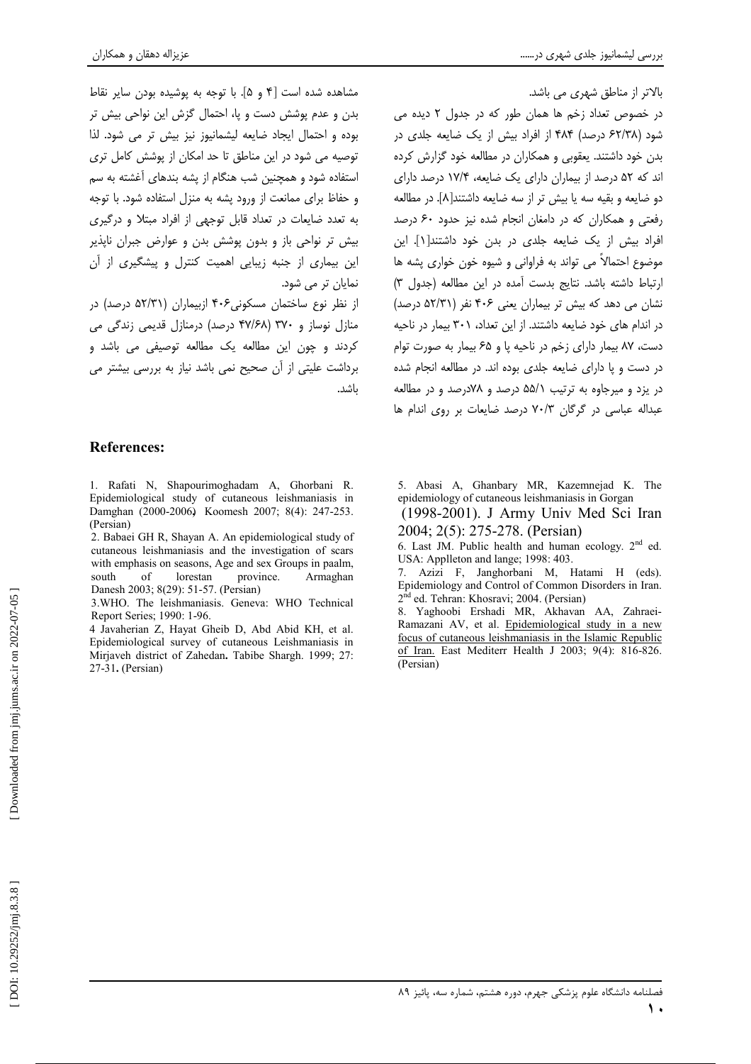بالاتر از مناطق شهری می باشد.

در خصوص تعداد زخم ها همان طور که در جدول ۲ دیده می شود (۶۲/۳۸ درصد) ۴۸۴ از افراد بیش از یک ضایعه جلدی در بدن خود داشتند. یعقوبی و همکاران در مطالعه خود گزارش کرده اند که ۵۲ درصد از بیماران دارای یک ضایعه، ۱۷/۴ درصد دارای دو ضایعه و بقیه سه یا بیش تر از سه ضایعه داشتند[۸]. در مطالعه رفعتی و همکاران که در دامغان انجام شده نیز حدود ۶۰ درصد افراد بیش از یک ضایعه جلدی در بدن خود داشتند[۱]. این موضوع احتمالاً می تواند به فراوانی و شیوه خون خواری پشه ها ارتباط داشته باشد. نتایج بدست آمده در این مطالعه (جدول ۳) نشان می دهد که بیش تر بیماران یعنی ۴۰۶ نفر (۵۲/۳۱ درصد) در اندام های خود ضایعه داشتند. از این تعداد، ۳۰۱ بیمار در ناحیه دست، ۸۷ بیمار دارای زخم در ناحیه پا و ۶۵ بیمار به صورت توام در دست و پا دارای ضایعه جلدی بوده اند. در مطالعه انجام شده در یزد و میرجاوه به ترتیب ۵۵/۱ درصد و ۷۸درصد و در مطالعه عبداله عباسی در گرگان ۷۰/۳ درصد ضایعات بر روی اندام ها مشاهده شده است [۴ و ۵]. با توجه به پوشیده بودن سایر نقاط بدن و عدم پوشش دست و پا، احتمال گزش این نواحی بیش تر بوده و احتمال ایجاد ضایعه لیشمانیوز نیز بیش تر می شود. لذا توصیه می شود در این مناطق تا حد امکان از پوشش کامل تری استفاده شود و همچنین شب هنگام از پشه بندهای آغشته به سم و حفاظ برای ممانعت از ورود پشه به منزل استفاده شود. با توجه به تعدد ضایعات در تعداد قابل توجهی از افراد مبتلا و درگیری بیش تر نواحی باز و بدون پوشش بدن و عوارض جبران ناپذیر این بیماری از جنبه زیبایی اهمیت کنترل و پیشگیری از آن نمایان تر می شود.

از نظر نوع ساختمان مسکونی۴۰۶ ازبیماران (۵۲/۳۱ درصد) در منازل نوساز و ۳۷۰ (۴۷/۶۸ درصد) درمنازل قدیمی زندگی می کردند و چون این مطالعه یک مطالعه توصیفی می باشد و برداشت علیتی از آن صحیح نمی باشد نیاز به بررسی بیشتر می باشد.

## References:

1. Rafati N, Shapourimoghadam A, Ghorbani R. Epidemiological study of cutaneous leishmaniasis in Damghan (2000-2006). Koomesh 2007; 8(4): 247-253. (Persian)

2. Babaei GH R, Shayan A. An epidemiological study of cutaneous leishmaniasis and the investigation of scars with emphasis on seasons, Age and sex Groups in paalm, south of lorestan province. Armaghan Danesh 2003; 8(29): 51-57. (Persian)

3. WHO. The leishmaniasis. Geneva: WHO Technical Report Series; 1990: 1-96.

4 Javaherian Z, Hayat Gheib D, Abd Abid KH, et al. Epidemiological survey of cutaneous Leishmaniasis in Mirjaveh district of Zahedan. Tabibe Shargh. 1999; 27: 27-31. (Persian)

5. Abasi A, Ghanbary MR, Kazemnejad K. The epidemiology of cutaneous leishmaniasis in Gorgan (1998-2001). J Army Univ Med Sci Iran 2004; 2(5): 275-278. (Persian)

6. Last JM. Public health and human ecology. 2nd ed. USA: Applleton and lange; 1998: 403.

7. Azizi F, Janghorbani M, Hatami H (eds). Epidemiology and Control of Common Disorders in Iran. 2nd ed. Tehran: Khosravi; 2004. (Persian)

8. Yaghoobi Ershadi MR, Akhavan AA, Zahraei-Ramazani AV, et al. Epidemiological study in a new focus of cutaneous leishmaniasis in the Islamic Republic of Iran. East Mediterr Health J 2003; 9(4): 816-826. (Persian)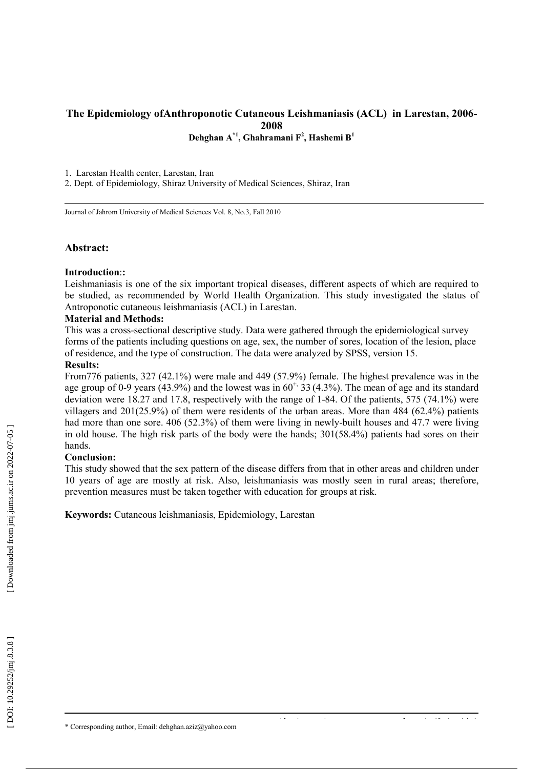# The Epidemiology ofAnthroponotic Cutaneous Leishmaniasis (ACL) in Larestan, 2006-2008

**Dehghan A[*1], Ghahramani F[2], Hashemi B[1]**

1. Larestan Health center, Larestan, Iran
2. Dept. of Epidemiology, Shiraz University of Medical Sciences, Shiraz, Iran

Journal of Jahrom University of Medical Seiences Vol. 8, No.3, Fall 2010

## Abstract:

**Introduction::**

Leishmaniasis is one of the six important tropical diseases, different aspects of which are required to be studied, as recommended by World Health Organization. This study investigated the status of Antroponotic cutaneous leishmaniasis (ACL) in Larestan.

**Material and Methods:**

This was a cross-sectional descriptive study. Data were gathered through the epidemiological survey forms of the patients including questions on age, sex, the number of sores, location of the lesion, place of residence, and the type of construction. The data were analyzed by SPSS, version 15.

**Results:**

From776 patients, 327 (42.1%) were male and 449 (57.9%) female. The highest prevalence was in the age group of 0-9 years (43.9%) and the lowest was in $60^{+,}$ 33 (4.3%). The mean of age and its standard deviation were 18.27 and 17.8, respectively with the range of 1-84. Of the patients, 575 (74.1%) were villagers and 201(25.9%) of them were residents of the urban areas. More than 484 (62.4%) patients had more than one sore. 406 (52.3%) of them were living in newly-built houses and 47.7 were living in old house. The high risk parts of the body were the hands; 301(58.4%) patients had sores on their hands.

**Conclusion:**

This study showed that the sex pattern of the disease differs from that in other areas and children under 10 years of age are mostly at risk. Also, leishmaniasis was mostly seen in rural areas; therefore, prevention measures must be taken together with education for groups at risk.

**Keywords:** Cutaneous leishmaniasis, Epidemiology, Larestan

\* Corresponding author, Email: dehghan.aziz@yahoo.com